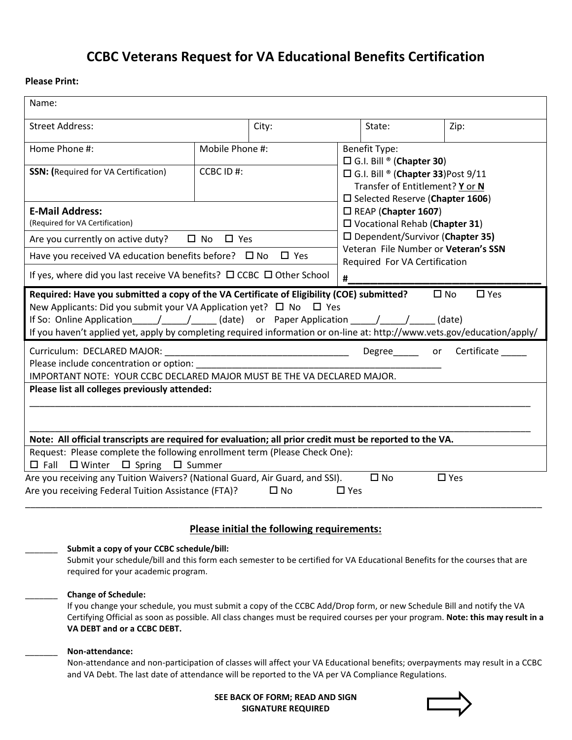# CCBC Veterans Request for VA Educational Benefits Certification

**Please Print:**

| | | | | |
|---|---|---|---|---|
| Name: | | | | |
| Street Address: | | City: | State: | Zip: |
| Home Phone #: | Mobile Phone #: | Benefit Type: ☐ G.I. Bill ® (**Chapter 30**) | | |
| **SSN: (**Required for VA Certification) | CCBC ID #: | ☐ G.I. Bill ® (**Chapter 33**)Post 9/11 Transfer of Entitlement? **Y** or **N** ☐ Selected Reserve (**Chapter 1606**) | | |
| **E-Mail Address:** (Required for VA Certification) | | ☐ REAP (**Chapter 1607**) ☐ Vocational Rehab (**Chapter 31**) | | |
| Are you currently on active duty? ☐ No ☐ Yes | | ☐ Dependent/Survivor (**Chapter 35**) | | |
| Have you received VA education benefits before? ☐ No ☐ Yes | | Veteran File Number or **Veteran's SSN** Required For VA Certification | | |
| If yes, where did you last receive VA benefits? ☐ CCBC ☐ Other School | | #___________________________________ | | |

**Required: Have you submitted a copy of the VA Certificate of Eligibility (COE) submitted?** ☐ No ☐ Yes
New Applicants: Did you submit your VA Application yet? ☐ No ☐ Yes
If So: Online Application_____/_____/_____ (date) or Paper Application _____/_____/_____ (date)
If you haven't applied yet, apply by completing required information or on-line at: http://www.vets.gov/education/apply/

Curriculum: DECLARED MAJOR: ___________________________________ Degree_____ or Certificate _____
Please include concentration or option: _______________________________________________
IMPORTANT NOTE: YOUR CCBC DECLARED MAJOR MUST BE THE VA DECLARED MAJOR.

**Please list all colleges previously attended:**

_______________________________________________________________________________________________

_______________________________________________________________________________________________

**Note: All official transcripts are required for evaluation; all prior credit must be reported to the VA.**

Request: Please complete the following enrollment term (Please Check One):
☐ Fall ☐ Winter ☐ Spring ☐ Summer

Are you receiving any Tuition Waivers? (National Guard, Air Guard, and SSI). ☐ No ☐ Yes
Are you receiving Federal Tuition Assistance (FTA)? ☐ No ☐ Yes

## Please initial the following requirements:

_______ **Submit a copy of your CCBC schedule/bill:**
Submit your schedule/bill and this form each semester to be certified for VA Educational Benefits for the courses that are required for your academic program.

_______ **Change of Schedule:**
If you change your schedule, you must submit a copy of the CCBC Add/Drop form, or new Schedule Bill and notify the VA Certifying Official as soon as possible. All class changes must be required courses per your program. **Note: this may result in a VA DEBT and or a CCBC DEBT.**

_______ **Non-attendance:**
Non-attendance and non-participation of classes will affect your VA Educational benefits; overpayments may result in a CCBC and VA Debt. The last date of attendance will be reported to the VA per VA Compliance Regulations.

**SEE BACK OF FORM; READ AND SIGN**
**SIGNATURE REQUIRED**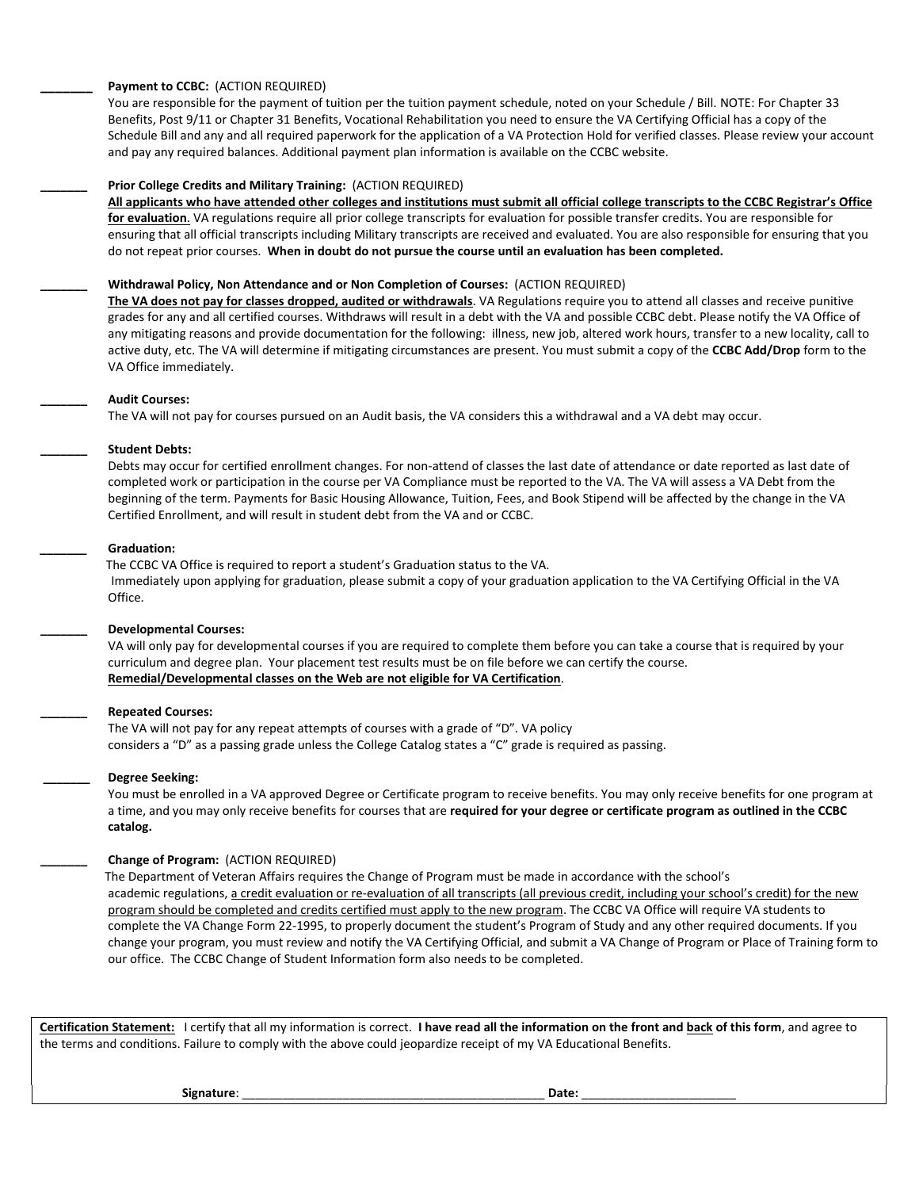________ **Payment to CCBC:** (ACTION REQUIRED)
You are responsible for the payment of tuition per the tuition payment schedule, noted on your Schedule / Bill. NOTE: For Chapter 33 Benefits, Post 9/11 or Chapter 31 Benefits, Vocational Rehabilitation you need to ensure the VA Certifying Official has a copy of the Schedule Bill and any and all required paperwork for the application of a VA Protection Hold for verified classes. Please review your account and pay any required balances. Additional payment plan information is available on the CCBC website.

_______ **Prior College Credits and Military Training:** (ACTION REQUIRED)
<u>**All applicants who have attended other colleges and institutions must submit all official college transcripts to the CCBC Registrar's Office for evaluation**</u>. VA regulations require all prior college transcripts for evaluation for possible transfer credits. You are responsible for ensuring that all official transcripts including Military transcripts are received and evaluated. You are also responsible for ensuring that you do not repeat prior courses. **When in doubt do not pursue the course until an evaluation has been completed.**

_______ **Withdrawal Policy, Non Attendance and or Non Completion of Courses:** (ACTION REQUIRED)
<u>**The VA does not pay for classes dropped, audited or withdrawals**</u>. VA Regulations require you to attend all classes and receive punitive grades for any and all certified courses. Withdraws will result in a debt with the VA and possible CCBC debt. Please notify the VA Office of any mitigating reasons and provide documentation for the following: illness, new job, altered work hours, transfer to a new locality, call to active duty, etc. The VA will determine if mitigating circumstances are present. You must submit a copy of the **CCBC Add/Drop** form to the VA Office immediately.

_______ **Audit Courses:**
The VA will not pay for courses pursued on an Audit basis, the VA considers this a withdrawal and a VA debt may occur.

_______ **Student Debts:**
Debts may occur for certified enrollment changes. For non-attend of classes the last date of attendance or date reported as last date of completed work or participation in the course per VA Compliance must be reported to the VA. The VA will assess a VA Debt from the beginning of the term. Payments for Basic Housing Allowance, Tuition, Fees, and Book Stipend will be affected by the change in the VA Certified Enrollment, and will result in student debt from the VA and or CCBC.

_______ **Graduation:**
The CCBC VA Office is required to report a student's Graduation status to the VA.
Immediately upon applying for graduation, please submit a copy of your graduation application to the VA Certifying Official in the VA Office.

_______ **Developmental Courses:**
VA will only pay for developmental courses if you are required to complete them before you can take a course that is required by your curriculum and degree plan. Your placement test results must be on file before we can certify the course.
<u>**Remedial/Developmental classes on the Web are not eligible for VA Certification**</u>.

_______ **Repeated Courses:**
The VA will not pay for any repeat attempts of courses with a grade of "D". VA policy considers a "D" as a passing grade unless the College Catalog states a "C" grade is required as passing.

_______ **Degree Seeking:**
You must be enrolled in a VA approved Degree or Certificate program to receive benefits. You may only receive benefits for one program at a time, and you may only receive benefits for courses that are **required for your degree or certificate program as outlined in the CCBC catalog.**

_______ **Change of Program:** (ACTION REQUIRED)
The Department of Veteran Affairs requires the Change of Program must be made in accordance with the school's academic regulations, <u>a credit evaluation or re-evaluation of all transcripts (all previous credit, including your school's credit) for the new program should be completed and credits certified must apply to the new program</u>. The CCBC VA Office will require VA students to complete the VA Change Form 22-1995, to properly document the student's Program of Study and any other required documents. If you change your program, you must review and notify the VA Certifying Official, and submit a VA Change of Program or Place of Training form to our office. The CCBC Change of Student Information form also needs to be completed.

<u>**Certification Statement:**</u> I certify that all my information is correct. **I have read all the information on the front and <u>back</u> of this form**, and agree to the terms and conditions. Failure to comply with the above could jeopardize receipt of my VA Educational Benefits.

**Signature**: ______________________________________________ **Date:** ________________________